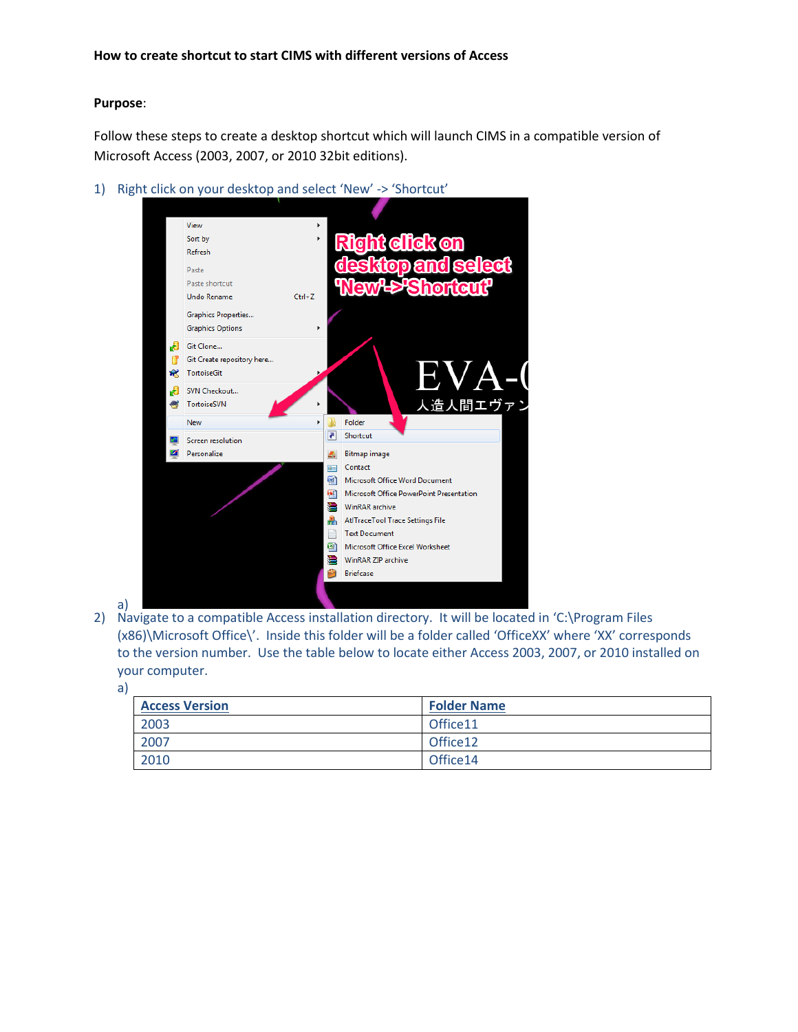**How to create shortcut to start CIMS with different versions of Access**

**Purpose**:

Follow these steps to create a desktop shortcut which will launch CIMS in a compatible version of Microsoft Access (2003, 2007, or 2010 32bit editions).

1) Right click on your desktop and select 'New' -> 'Shortcut'
   a)
2) Navigate to a compatible Access installation directory. It will be located in 'C:\Program Files (x86)\Microsoft Office\'. Inside this folder will be a folder called 'OfficeXX' where 'XX' corresponds to the version number. Use the table below to locate either Access 2003, 2007, or 2010 installed on your computer.
   a)

| Access Version | Folder Name |
| --- | --- |
| 2003 | Office11 |
| 2007 | Office12 |
| 2010 | Office14 |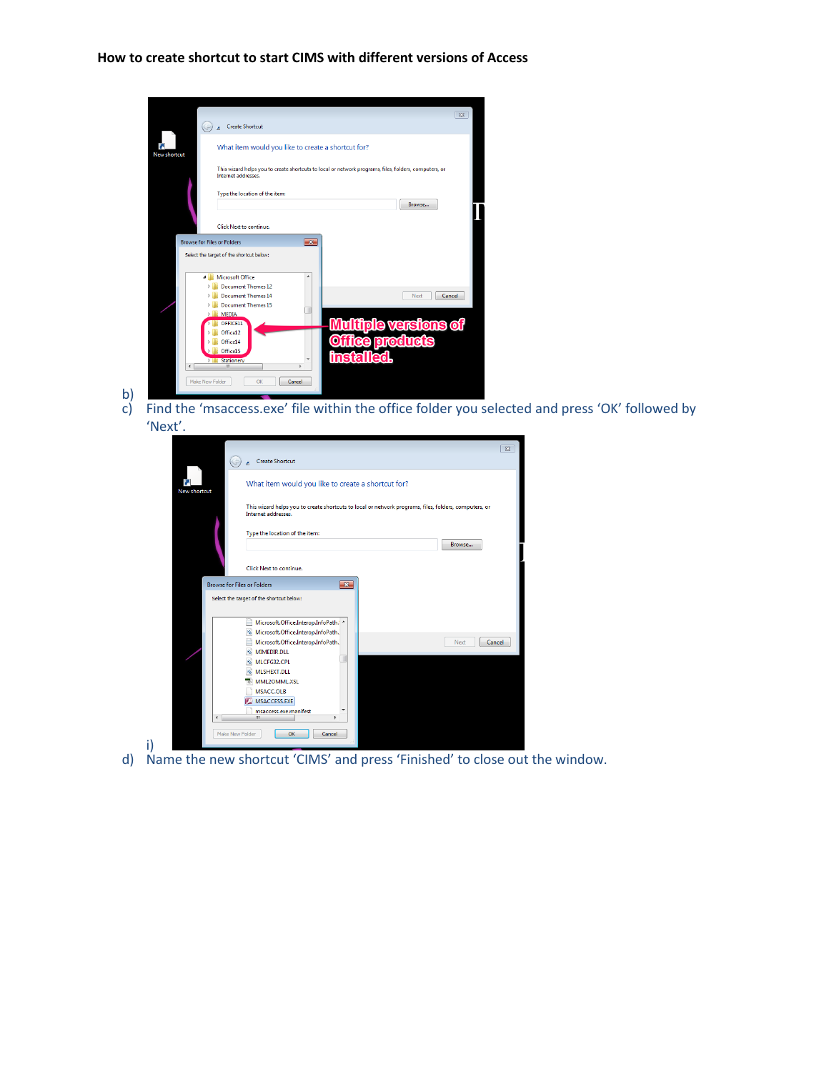**How to create shortcut to start CIMS with different versions of Access**

b)

c) Find the 'msaccess.exe' file within the office folder you selected and press 'OK' followed by 'Next'.

i)

d) Name the new shortcut 'CIMS' and press 'Finished' to close out the window.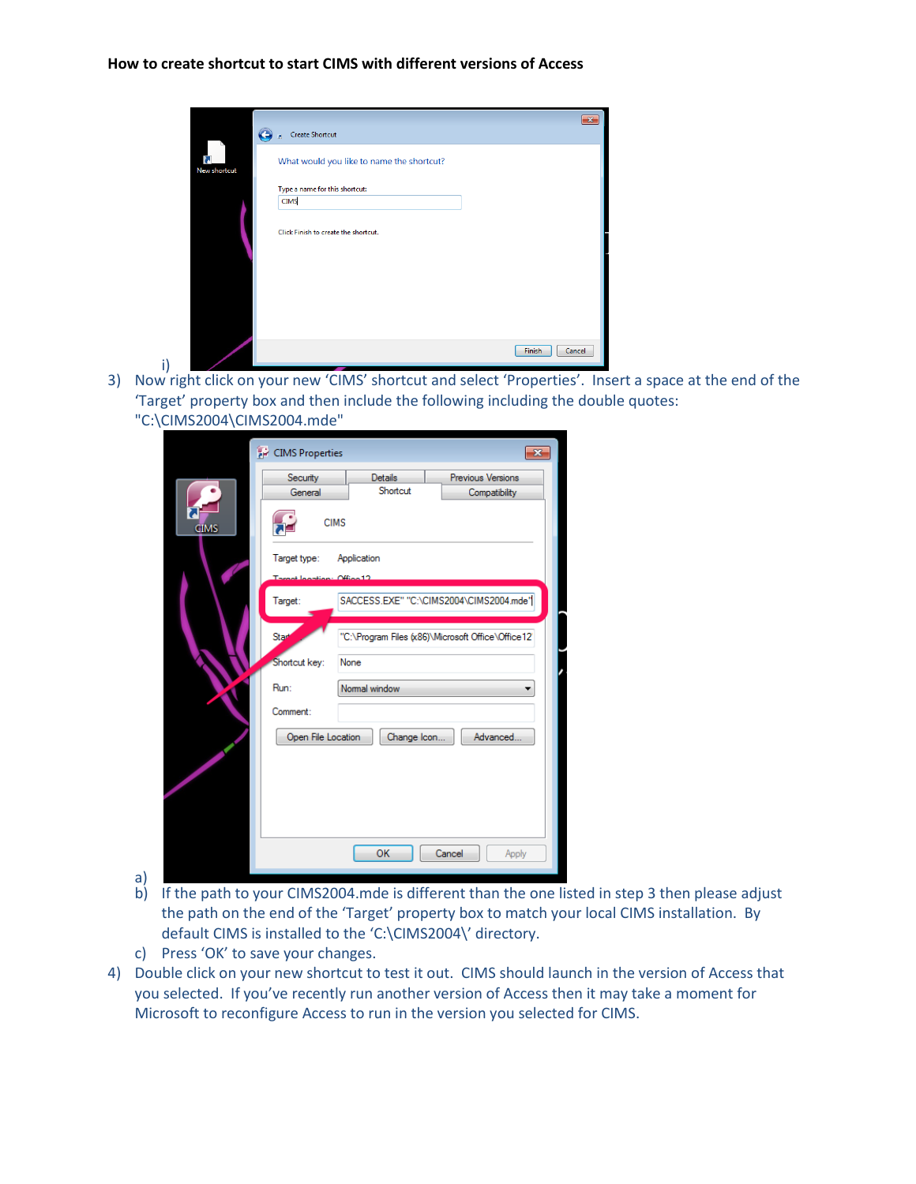**How to create shortcut to start CIMS with different versions of Access**

i)

3) Now right click on your new 'CIMS' shortcut and select 'Properties'. Insert a space at the end of the 'Target' property box and then include the following including the double quotes: "C:\CIMS2004\CIMS2004.mde"

   a)

   b) If the path to your CIMS2004.mde is different than the one listed in step 3 then please adjust the path on the end of the 'Target' property box to match your local CIMS installation. By default CIMS is installed to the 'C:\CIMS2004\' directory.

   c) Press 'OK' to save your changes.

4) Double click on your new shortcut to test it out. CIMS should launch in the version of Access that you selected. If you've recently run another version of Access then it may take a moment for Microsoft to reconfigure Access to run in the version you selected for CIMS.